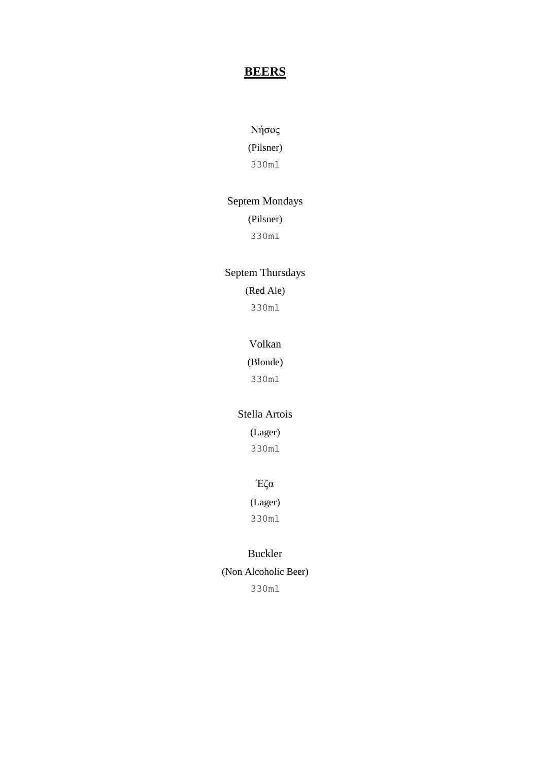# **BEERS**

Νήσος

(Pilsner)

330ml

Septem Mondays

(Pilsner)

330ml

Septem Thursdays

(Red Ale)

330ml

Volkan

(Blonde)

330ml

Stella Artois

(Lager)

330ml

Έζα

(Lager)

330ml

Buckler

(Non Alcoholic Beer)

330ml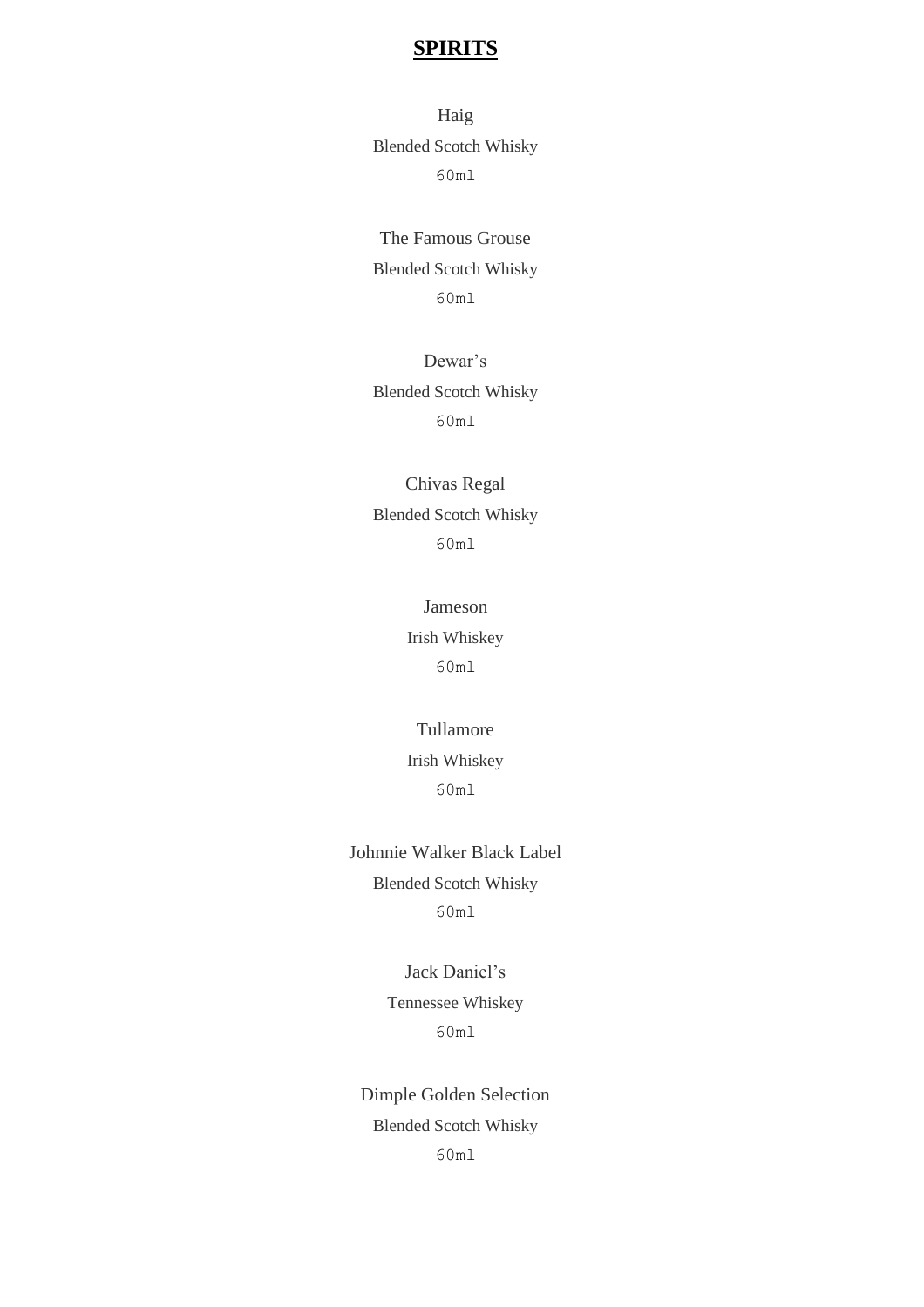# **SPIRITS**

Haig

Blended Scotch Whisky

60ml

The Famous Grouse

Blended Scotch Whisky

60ml

Dewar's

Blended Scotch Whisky

60ml

Chivas Regal

Blended Scotch Whisky

60ml

Jameson

Irish Whiskey

60ml

Tullamore

Irish Whiskey

60ml

Johnnie Walker Black Label

Blended Scotch Whisky

60ml

Jack Daniel's

Tennessee Whiskey

60ml

Dimple Golden Selection

Blended Scotch Whisky

60ml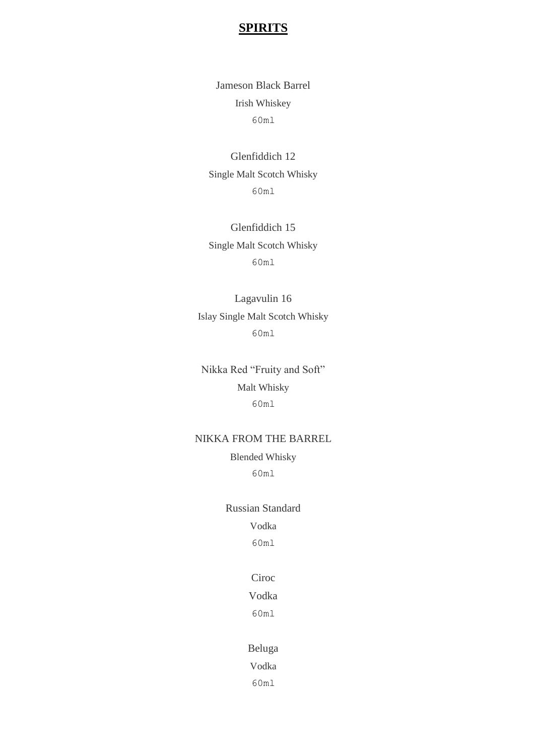# **SPIRITS**

Jameson Black Barrel

Irish Whiskey

60ml

Glenfiddich 12

Single Malt Scotch Whisky

60ml

Glenfiddich 15

Single Malt Scotch Whisky

60ml

Lagavulin 16

Islay Single Malt Scotch Whisky

60ml

Nikka Red "Fruity and Soft"

Malt Whisky

60ml

NIKKA FROM THE BARREL

Blended Whisky

60ml

Russian Standard

Vodka

60ml

Ciroc

Vodka

60ml

Beluga

Vodka

60ml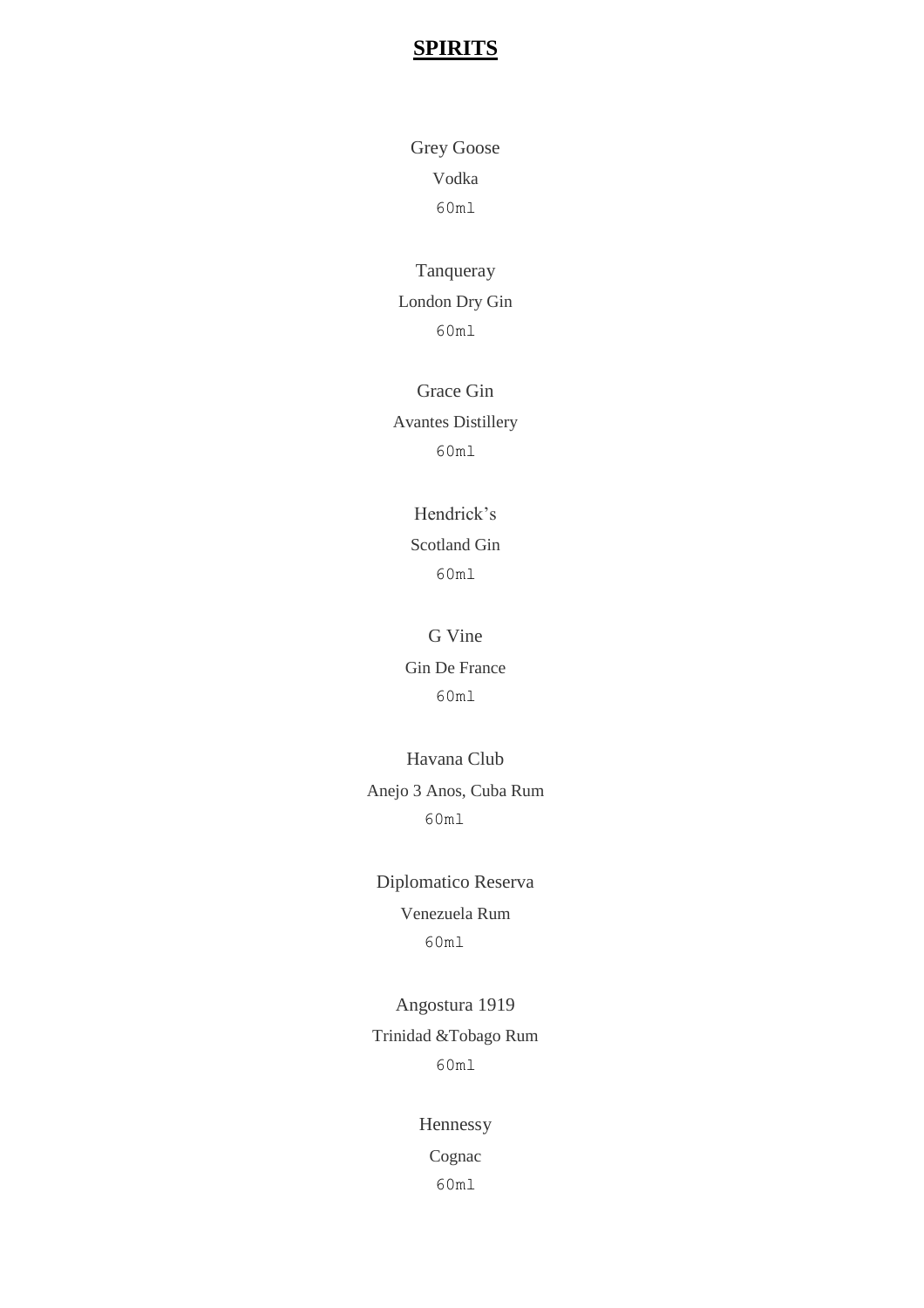# **SPIRITS**

Grey Goose

Vodka

60ml

Tanqueray

London Dry Gin

60ml

Grace Gin

Avantes Distillery

60ml

Hendrick’s

Scotland Gin

60ml

G Vine

Gin De France

60ml

Havana Club

Anejo 3 Anos, Cuba Rum

60ml

Diplomatico Reserva

Venezuela Rum

60ml

Angostura 1919

Trinidad &Tobago Rum

60ml

Hennessy

Cognac

60ml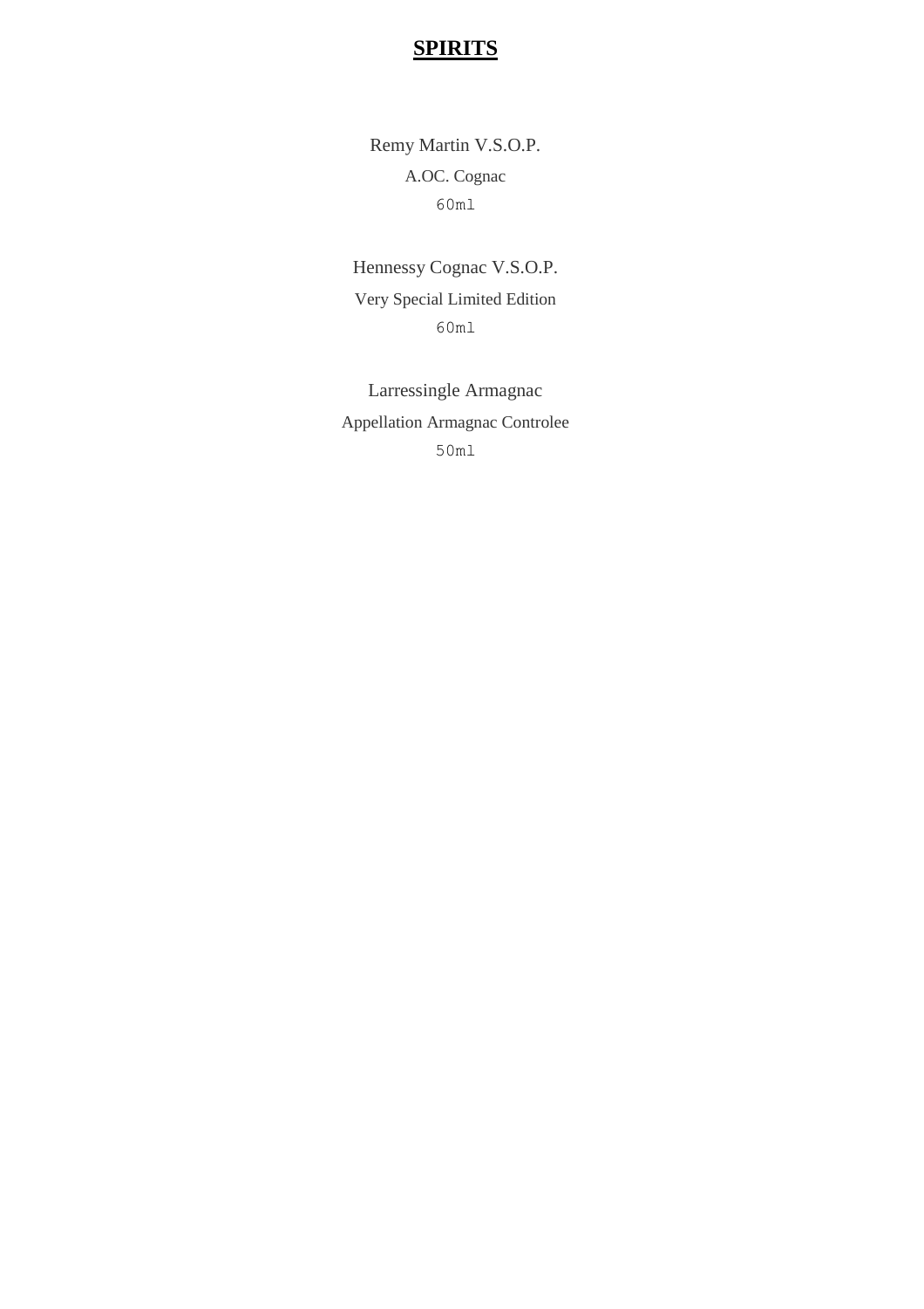# **SPIRITS**

Remy Martin V.S.O.P.

A.OC. Cognac

60ml

Hennessy Cognac V.S.O.P.

Very Special Limited Edition

60ml

Larressingle Armagnac

Appellation Armagnac Controlee

50ml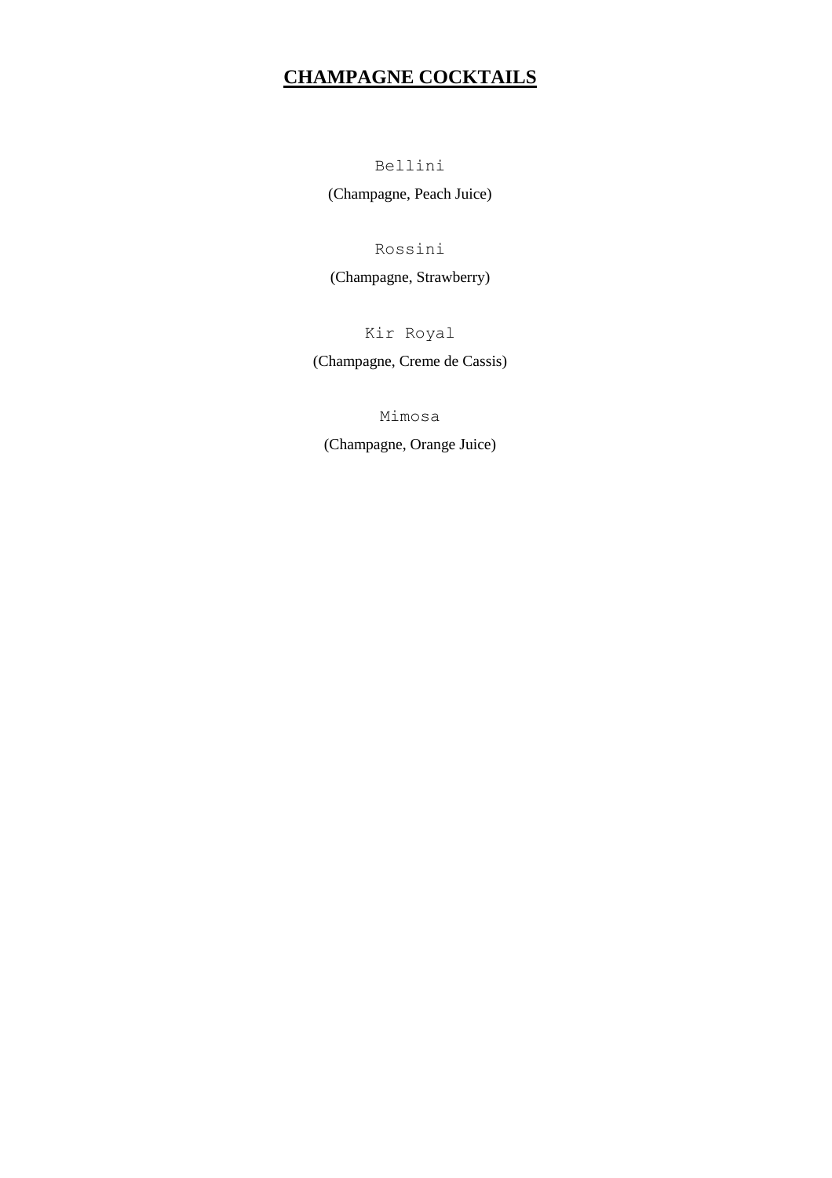# **CHAMPAGNE COCKTAILS**

Bellini

(Champagne, Peach Juice)

Rossini

(Champagne, Strawberry)

Kir Royal

(Champagne, Creme de Cassis)

Mimosa

(Champagne, Orange Juice)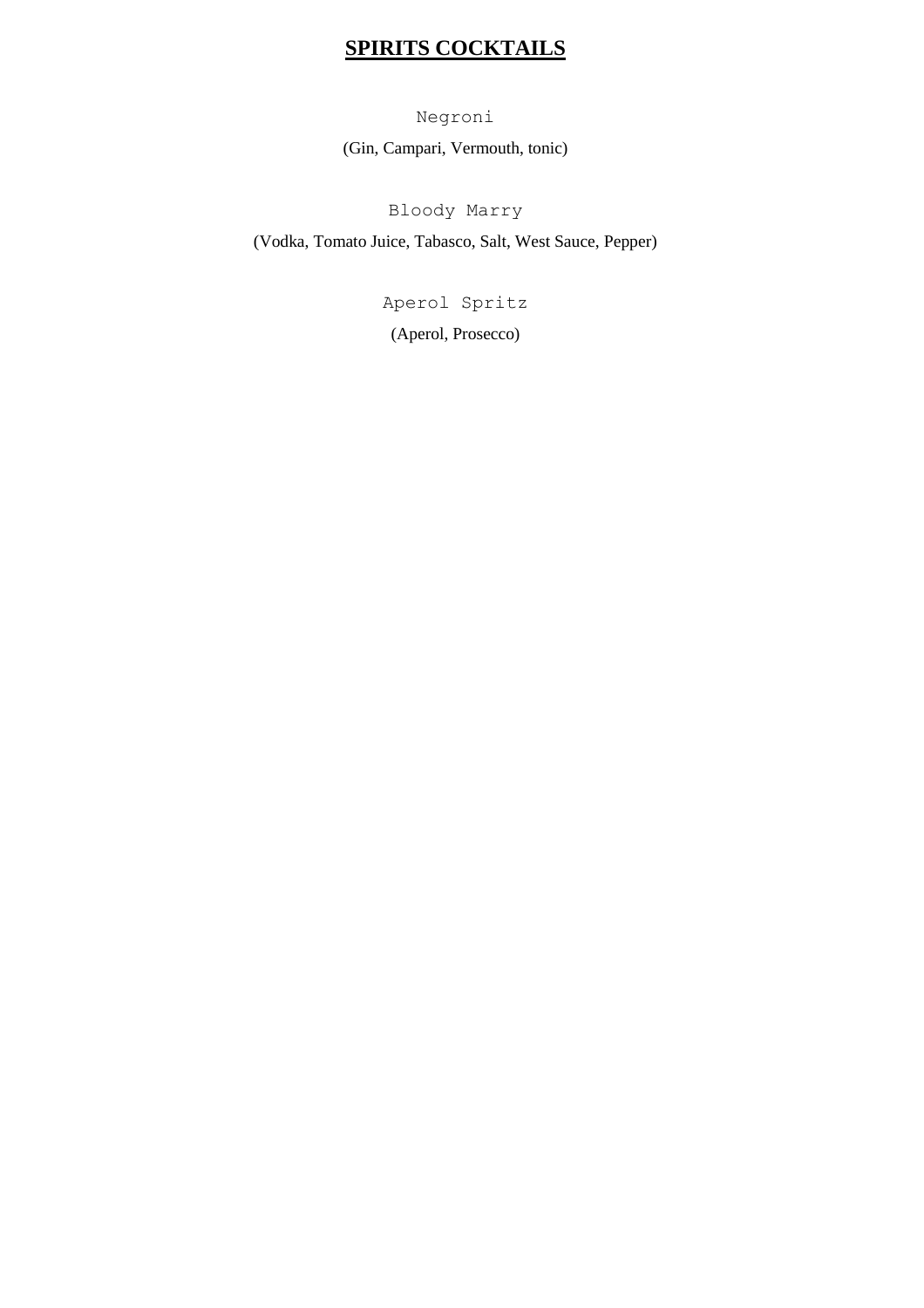# **SPIRITS COCKTAILS**

Negroni

(Gin, Campari, Vermouth, tonic)

Bloody Marry

(Vodka, Tomato Juice, Tabasco, Salt, West Sauce, Pepper)

Aperol Spritz

(Aperol, Prosecco)